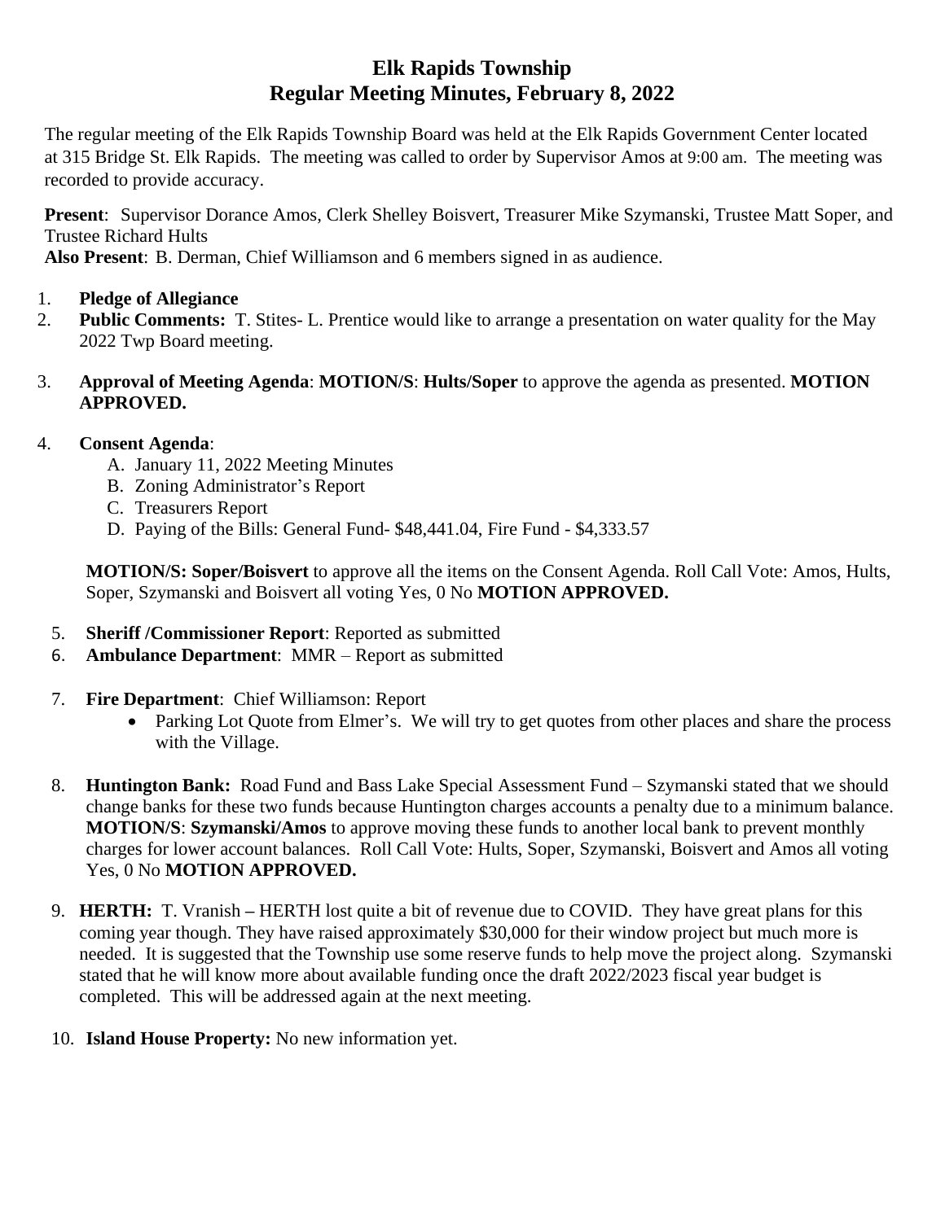# Elk Rapids Township
## Regular Meeting Minutes, February 8, 2022

The regular meeting of the Elk Rapids Township Board was held at the Elk Rapids Government Center located at 315 Bridge St. Elk Rapids. The meeting was called to order by Supervisor Amos at 9:00 am. The meeting was recorded to provide accuracy.

**Present**: Supervisor Dorance Amos, Clerk Shelley Boisvert, Treasurer Mike Szymanski, Trustee Matt Soper, and Trustee Richard Hults
**Also Present**: B. Derman, Chief Williamson and 6 members signed in as audience.

1. **Pledge of Allegiance**
2. **Public Comments:** T. Stites- L. Prentice would like to arrange a presentation on water quality for the May 2022 Twp Board meeting.
3. **Approval of Meeting Agenda**: **MOTION/S**: **Hults/Soper** to approve the agenda as presented. **MOTION APPROVED.**
4. **Consent Agenda**:
   A. January 11, 2022 Meeting Minutes
   B. Zoning Administrator's Report
   C. Treasurers Report
   D. Paying of the Bills: General Fund- $48,441.04, Fire Fund - $4,333.57

   **MOTION/S: Soper/Boisvert** to approve all the items on the Consent Agenda. Roll Call Vote: Amos, Hults, Soper, Szymanski and Boisvert all voting Yes, 0 No **MOTION APPROVED.**
5. **Sheriff /Commissioner Report**: Reported as submitted
6. **Ambulance Department**: MMR – Report as submitted
7. **Fire Department**: Chief Williamson: Report
   - Parking Lot Quote from Elmer's. We will try to get quotes from other places and share the process with the Village.
8. **Huntington Bank:** Road Fund and Bass Lake Special Assessment Fund – Szymanski stated that we should change banks for these two funds because Huntington charges accounts a penalty due to a minimum balance. **MOTION/S**: **Szymanski/Amos** to approve moving these funds to another local bank to prevent monthly charges for lower account balances. Roll Call Vote: Hults, Soper, Szymanski, Boisvert and Amos all voting Yes, 0 No **MOTION APPROVED.**
9. **HERTH:** T. Vranish **–** HERTH lost quite a bit of revenue due to COVID. They have great plans for this coming year though. They have raised approximately $30,000 for their window project but much more is needed. It is suggested that the Township use some reserve funds to help move the project along. Szymanski stated that he will know more about available funding once the draft 2022/2023 fiscal year budget is completed. This will be addressed again at the next meeting.
10. **Island House Property:** No new information yet.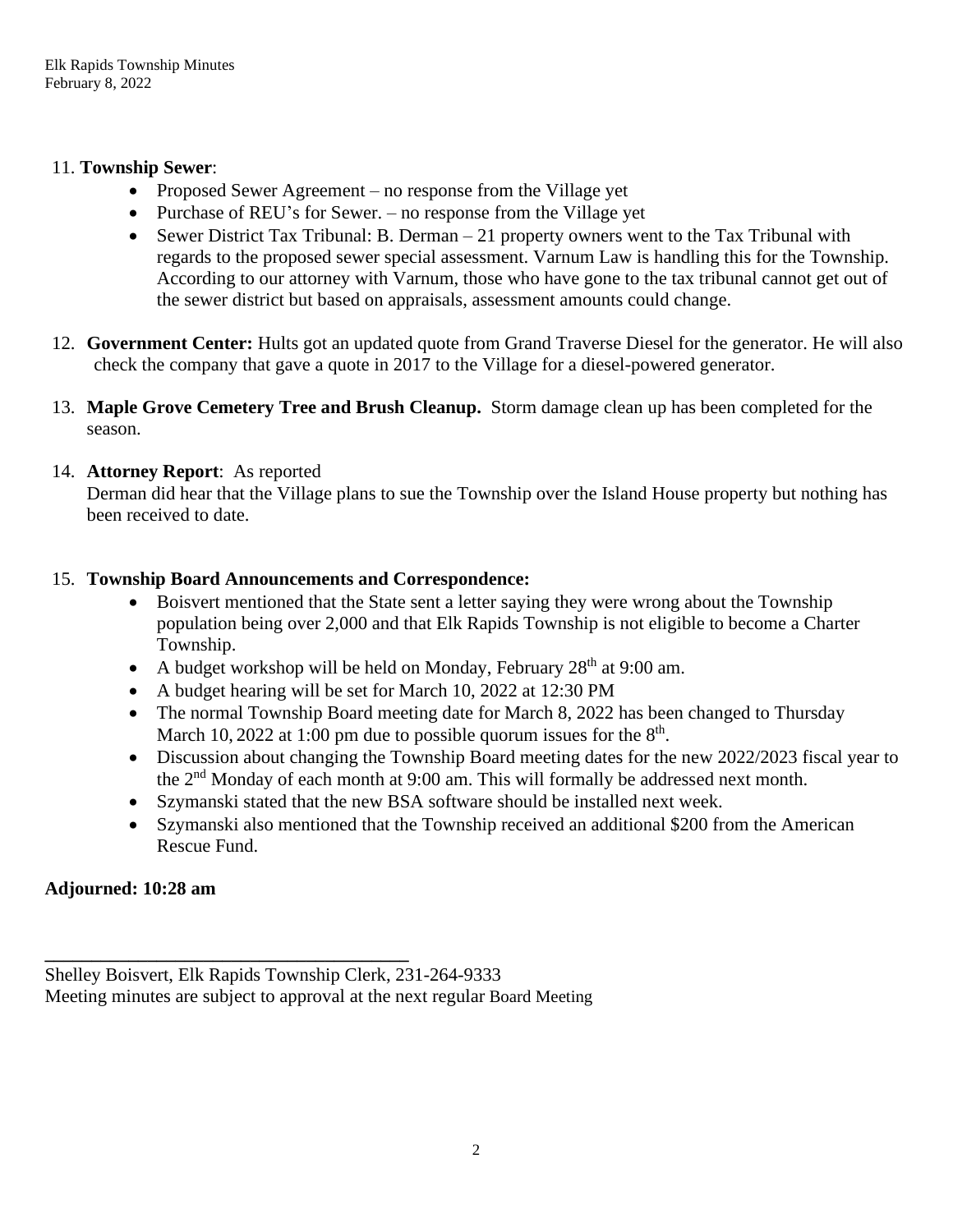11. **Township Sewer**:
    - Proposed Sewer Agreement – no response from the Village yet
    - Purchase of REU's for Sewer. – no response from the Village yet
    - Sewer District Tax Tribunal: B. Derman – 21 property owners went to the Tax Tribunal with regards to the proposed sewer special assessment. Varnum Law is handling this for the Township. According to our attorney with Varnum, those who have gone to the tax tribunal cannot get out of the sewer district but based on appraisals, assessment amounts could change.

12. **Government Center:** Hults got an updated quote from Grand Traverse Diesel for the generator. He will also check the company that gave a quote in 2017 to the Village for a diesel-powered generator.

13. **Maple Grove Cemetery Tree and Brush Cleanup.** Storm damage clean up has been completed for the season.

14. **Attorney Report**: As reported
    Derman did hear that the Village plans to sue the Township over the Island House property but nothing has been received to date.

15. **Township Board Announcements and Correspondence:**
    - Boisvert mentioned that the State sent a letter saying they were wrong about the Township population being over 2,000 and that Elk Rapids Township is not eligible to become a Charter Township.
    - A budget workshop will be held on Monday, February 28th at 9:00 am.
    - A budget hearing will be set for March 10, 2022 at 12:30 PM
    - The normal Township Board meeting date for March 8, 2022 has been changed to Thursday March 10, 2022 at 1:00 pm due to possible quorum issues for the 8th.
    - Discussion about changing the Township Board meeting dates for the new 2022/2023 fiscal year to the 2nd Monday of each month at 9:00 am. This will formally be addressed next month.
    - Szymanski stated that the new BSA software should be installed next week.
    - Szymanski also mentioned that the Township received an additional $200 from the American Rescue Fund.

**Adjourned: 10:28 am**

______________________________________

Shelley Boisvert, Elk Rapids Township Clerk, 231-264-9333
Meeting minutes are subject to approval at the next regular Board Meeting